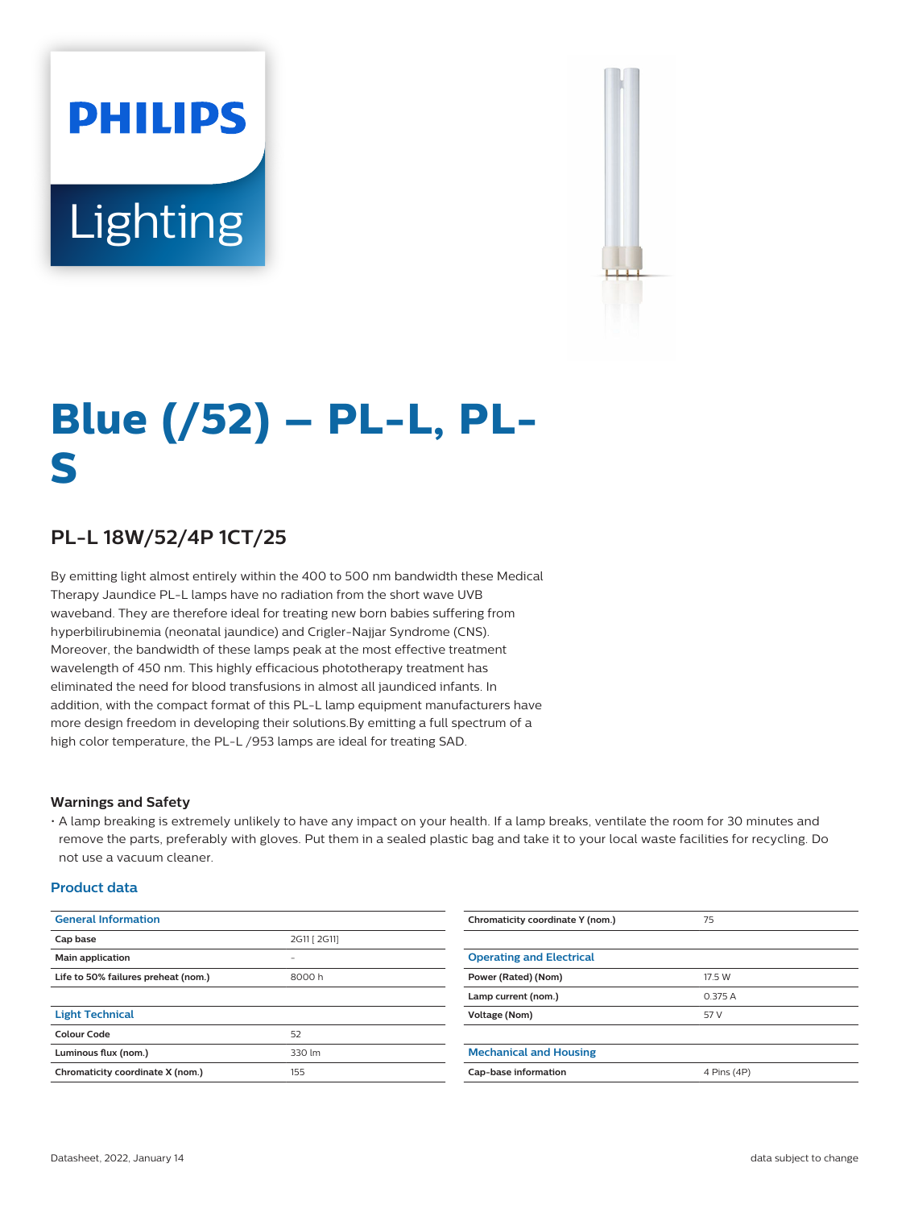# Blue (/52) – PL-L, PL-S

## PL-L 18W/52/4P 1CT/25

By emitting light almost entirely within the 400 to 500 nm bandwidth these Medical Therapy Jaundice PL-L lamps have no radiation from the short wave UVB waveband. They are therefore ideal for treating new born babies suffering from hyperbilirubinemia (neonatal jaundice) and Crigler-Najjar Syndrome (CNS). Moreover, the bandwidth of these lamps peak at the most effective treatment wavelength of 450 nm. This highly efficacious phototherapy treatment has eliminated the need for blood transfusions in almost all jaundiced infants. In addition, with the compact format of this PL-L lamp equipment manufacturers have more design freedom in developing their solutions.By emitting a full spectrum of a high color temperature, the PL-L /953 lamps are ideal for treating SAD.

### Warnings and Safety

- A lamp breaking is extremely unlikely to have any impact on your health. If a lamp breaks, ventilate the room for 30 minutes and remove the parts, preferably with gloves. Put them in a sealed plastic bag and take it to your local waste facilities for recycling. Do not use a vacuum cleaner.

### Product data

| General Information | |
|---|---|
| Cap base | 2G11 [ 2G11] |
| Main application | - |
| Life to 50% failures preheat (nom.) | 8000 h |

| Light Technical | |
|---|---|
| Colour Code | 52 |
| Luminous flux (nom.) | 330 lm |
| Chromaticity coordinate X (nom.) | 155 |
| Chromaticity coordinate Y (nom.) | 75 |

| Operating and Electrical | |
|---|---|
| Power (Rated) (Nom) | 17.5 W |
| Lamp current (nom.) | 0.375 A |
| Voltage (Nom) | 57 V |

| Mechanical and Housing | |
|---|---|
| Cap-base information | 4 Pins (4P) |

Datasheet, 2022, January 14 data subject to change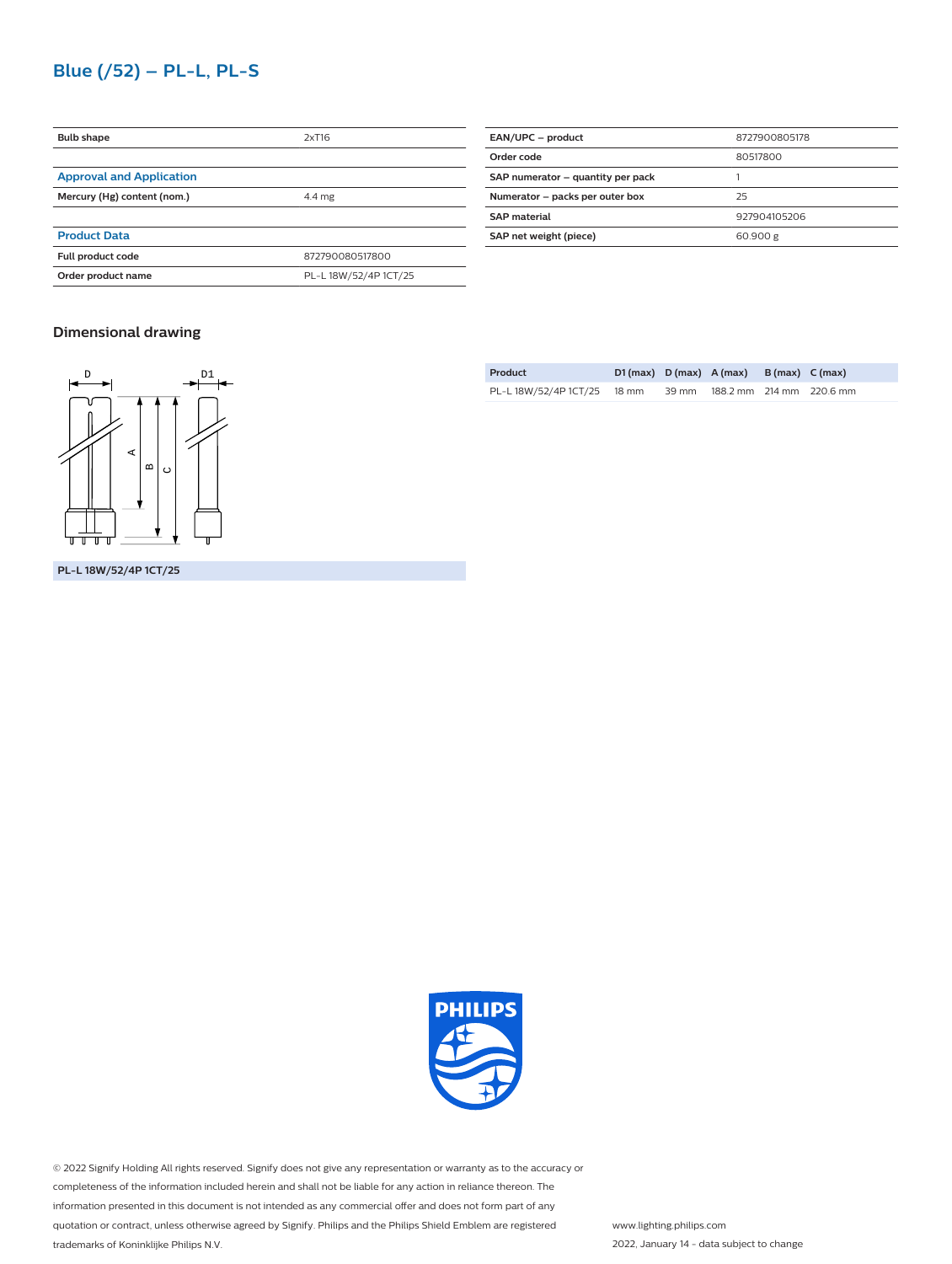## Blue (/52) – PL-L, PL-S

| | |
|---|---|
| **Bulb shape** | 2xT16 |

### Approval and Application

| | |
|---|---|
| **Mercury (Hg) content (nom.)** | 4.4 mg |

### Product Data

| | |
|---|---|
| **Full product code** | 872790080517800 |
| **Order product name** | PL-L 18W/52/4P 1CT/25 |
| **EAN/UPC – product** | 8727900805178 |
| **Order code** | 80517800 |
| **SAP numerator – quantity per pack** | 1 |
| **Numerator – packs per outer box** | 25 |
| **SAP material** | 927904105206 |
| **SAP net weight (piece)** | 60.900 g |

### Dimensional drawing

D
D1
A
B
C

**PL-L 18W/52/4P 1CT/25**

| Product | D1 (max) | D (max) | A (max) | B (max) | C (max) |
|---|---|---|---|---|---|
| PL-L 18W/52/4P 1CT/25 | 18 mm | 39 mm | 188.2 mm | 214 mm | 220.6 mm |

© 2022 Signify Holding All rights reserved. Signify does not give any representation or warranty as to the accuracy or completeness of the information included herein and shall not be liable for any action in reliance thereon. The information presented in this document is not intended as any commercial offer and does not form part of any quotation or contract, unless otherwise agreed by Signify. Philips and the Philips Shield Emblem are registered trademarks of Koninklijke Philips N.V.

www.lighting.philips.com

2022, January 14 - data subject to change